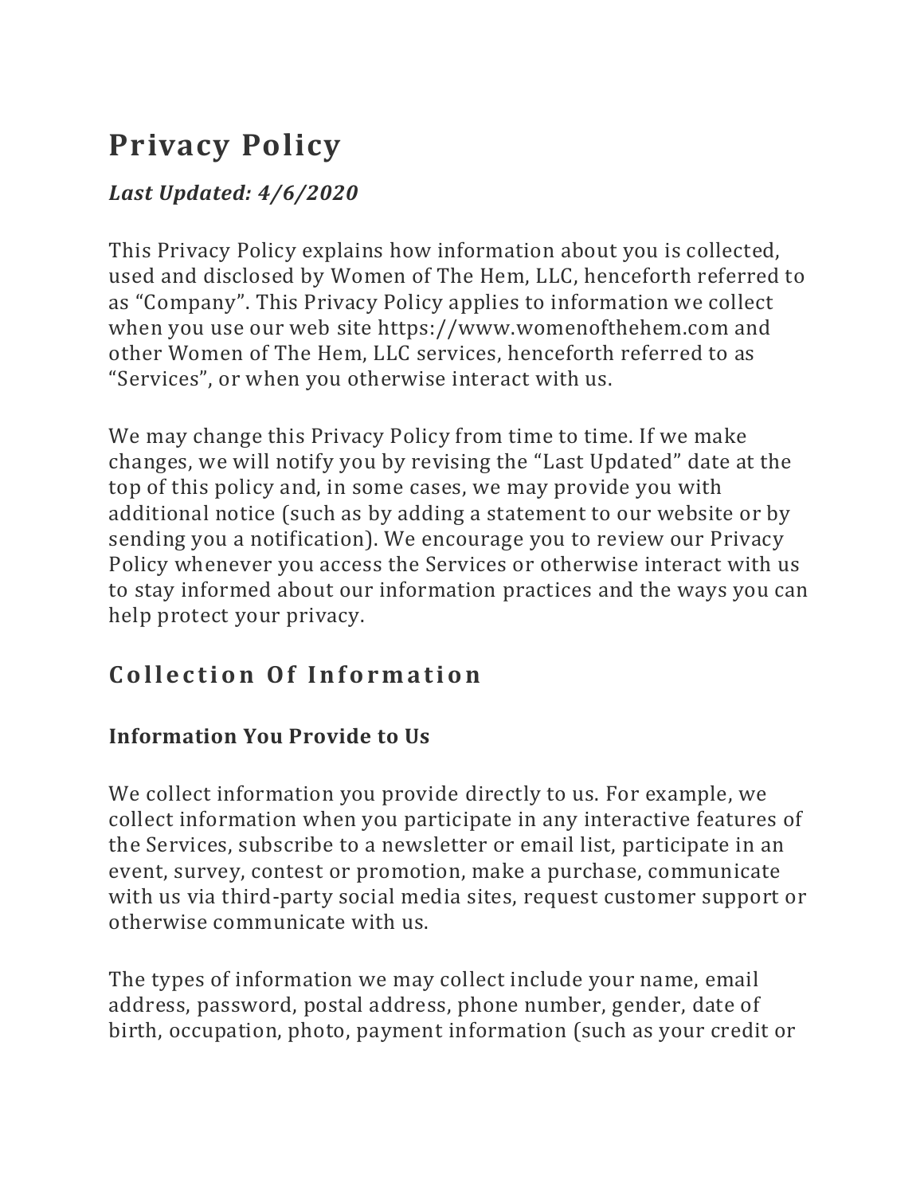# Privacy Policy

***Last Updated: 4/6/2020***

This Privacy Policy explains how information about you is collected, used and disclosed by Women of The Hem, LLC, henceforth referred to as “Company”. This Privacy Policy applies to information we collect when you use our web site https://www.womenofthehem.com and other Women of The Hem, LLC services, henceforth referred to as “Services”, or when you otherwise interact with us.

We may change this Privacy Policy from time to time. If we make changes, we will notify you by revising the “Last Updated” date at the top of this policy and, in some cases, we may provide you with additional notice (such as by adding a statement to our website or by sending you a notification). We encourage you to review our Privacy Policy whenever you access the Services or otherwise interact with us to stay informed about our information practices and the ways you can help protect your privacy.

## Collection Of Information

### Information You Provide to Us

We collect information you provide directly to us. For example, we collect information when you participate in any interactive features of the Services, subscribe to a newsletter or email list, participate in an event, survey, contest or promotion, make a purchase, communicate with us via third-party social media sites, request customer support or otherwise communicate with us.

The types of information we may collect include your name, email address, password, postal address, phone number, gender, date of birth, occupation, photo, payment information (such as your credit or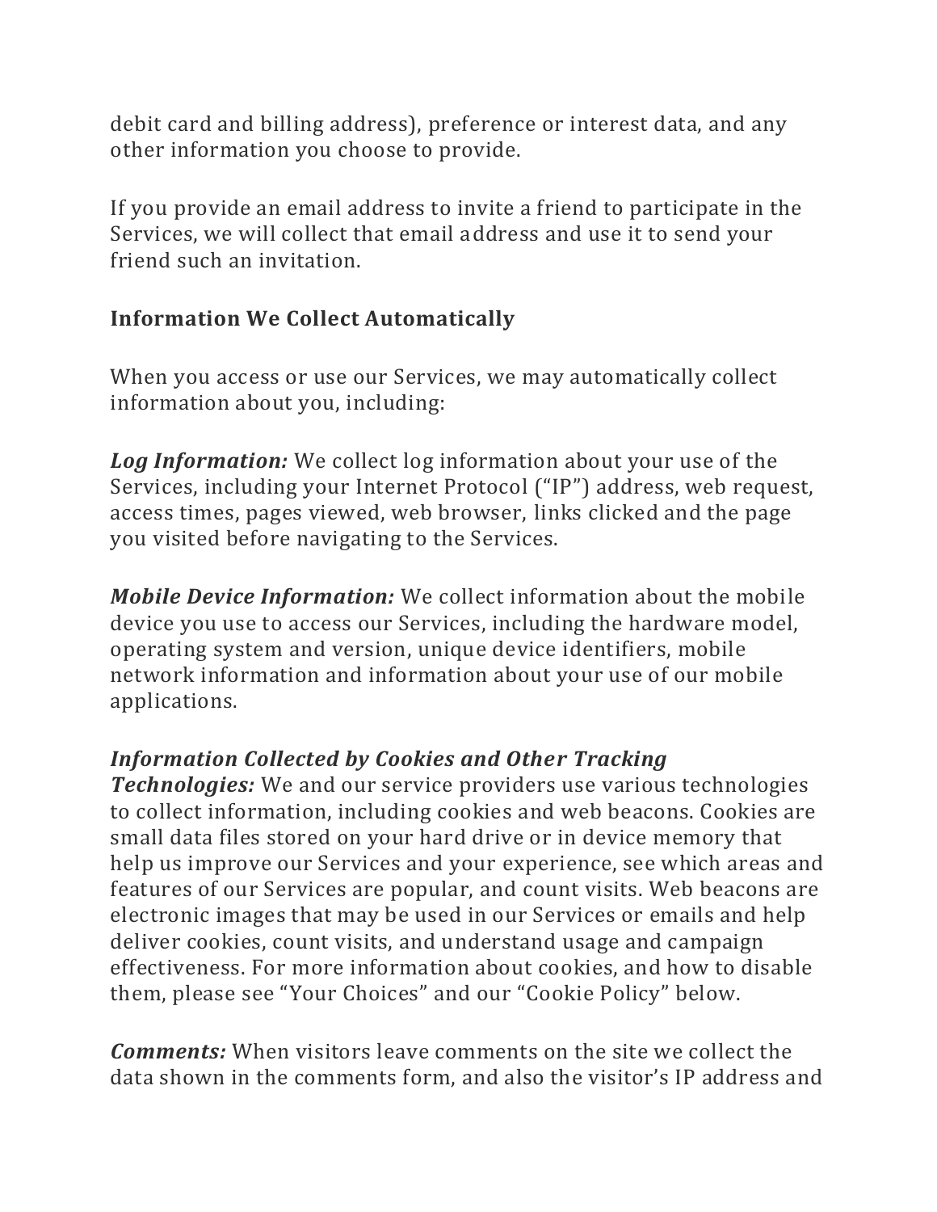debit card and billing address), preference or interest data, and any other information you choose to provide.

If you provide an email address to invite a friend to participate in the Services, we will collect that email address and use it to send your friend such an invitation.

### Information We Collect Automatically

When you access or use our Services, we may automatically collect information about you, including:

***Log Information:*** We collect log information about your use of the Services, including your Internet Protocol ("IP") address, web request, access times, pages viewed, web browser, links clicked and the page you visited before navigating to the Services.

***Mobile Device Information:*** We collect information about the mobile device you use to access our Services, including the hardware model, operating system and version, unique device identifiers, mobile network information and information about your use of our mobile applications.

***Information Collected by Cookies and Other Tracking Technologies:*** We and our service providers use various technologies to collect information, including cookies and web beacons. Cookies are small data files stored on your hard drive or in device memory that help us improve our Services and your experience, see which areas and features of our Services are popular, and count visits. Web beacons are electronic images that may be used in our Services or emails and help deliver cookies, count visits, and understand usage and campaign effectiveness. For more information about cookies, and how to disable them, please see "Your Choices" and our "Cookie Policy" below.

***Comments:*** When visitors leave comments on the site we collect the data shown in the comments form, and also the visitor's IP address and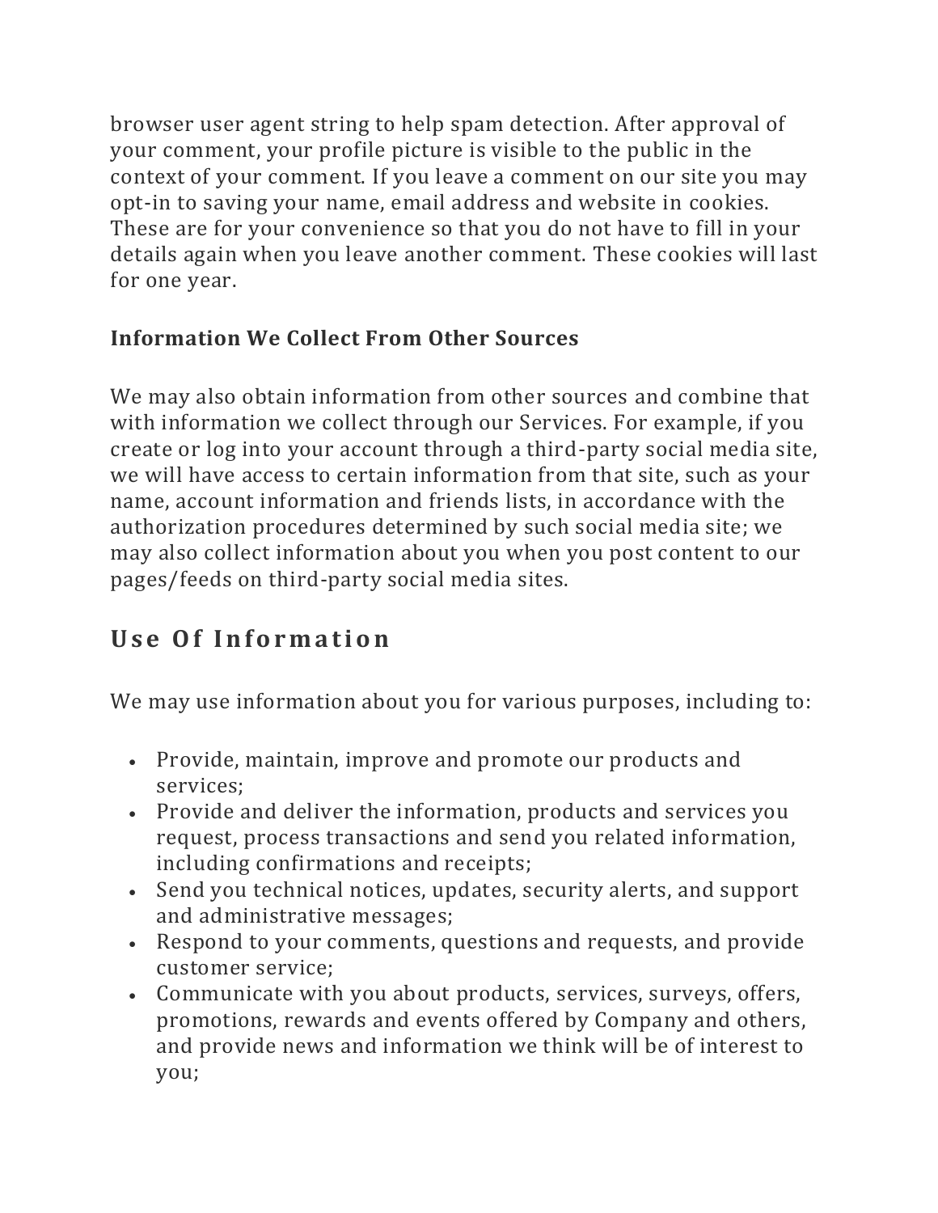browser user agent string to help spam detection. After approval of your comment, your profile picture is visible to the public in the context of your comment. If you leave a comment on our site you may opt-in to saving your name, email address and website in cookies. These are for your convenience so that you do not have to fill in your details again when you leave another comment. These cookies will last for one year.

**Information We Collect From Other Sources**

We may also obtain information from other sources and combine that with information we collect through our Services. For example, if you create or log into your account through a third-party social media site, we will have access to certain information from that site, such as your name, account information and friends lists, in accordance with the authorization procedures determined by such social media site; we may also collect information about you when you post content to our pages/feeds on third-party social media sites.

## Use Of Information

We may use information about you for various purposes, including to:

- Provide, maintain, improve and promote our products and services;
- Provide and deliver the information, products and services you request, process transactions and send you related information, including confirmations and receipts;
- Send you technical notices, updates, security alerts, and support and administrative messages;
- Respond to your comments, questions and requests, and provide customer service;
- Communicate with you about products, services, surveys, offers, promotions, rewards and events offered by Company and others, and provide news and information we think will be of interest to you;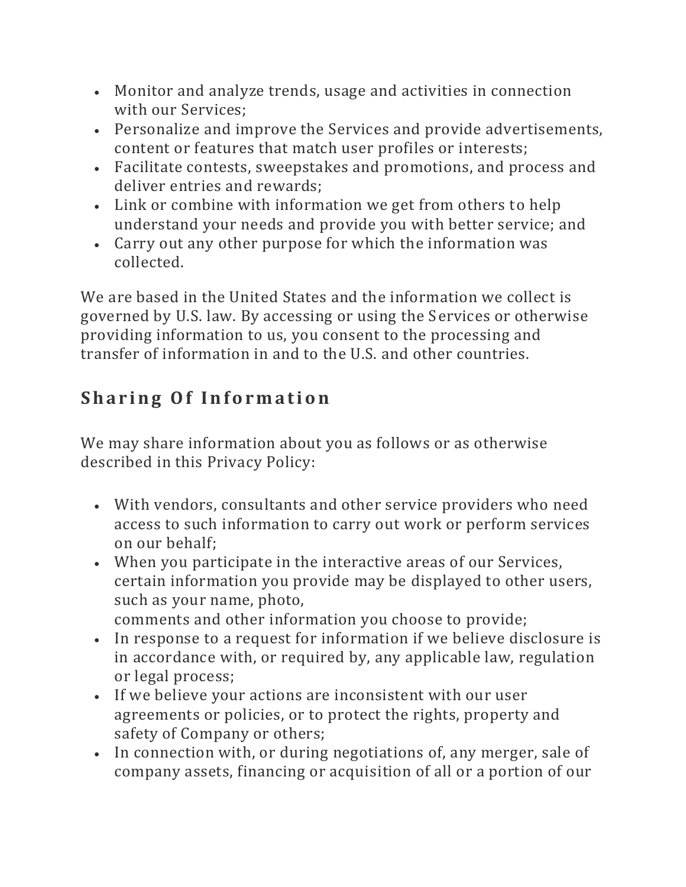- Monitor and analyze trends, usage and activities in connection with our Services;
- Personalize and improve the Services and provide advertisements, content or features that match user profiles or interests;
- Facilitate contests, sweepstakes and promotions, and process and deliver entries and rewards;
- Link or combine with information we get from others to help understand your needs and provide you with better service; and
- Carry out any other purpose for which the information was collected.

We are based in the United States and the information we collect is governed by U.S. law. By accessing or using the Services or otherwise providing information to us, you consent to the processing and transfer of information in and to the U.S. and other countries.

## Sharing Of Information

We may share information about you as follows or as otherwise described in this Privacy Policy:

- With vendors, consultants and other service providers who need access to such information to carry out work or perform services on our behalf;
- When you participate in the interactive areas of our Services, certain information you provide may be displayed to other users, such as your name, photo, comments and other information you choose to provide;
- In response to a request for information if we believe disclosure is in accordance with, or required by, any applicable law, regulation or legal process;
- If we believe your actions are inconsistent with our user agreements or policies, or to protect the rights, property and safety of Company or others;
- In connection with, or during negotiations of, any merger, sale of company assets, financing or acquisition of all or a portion of our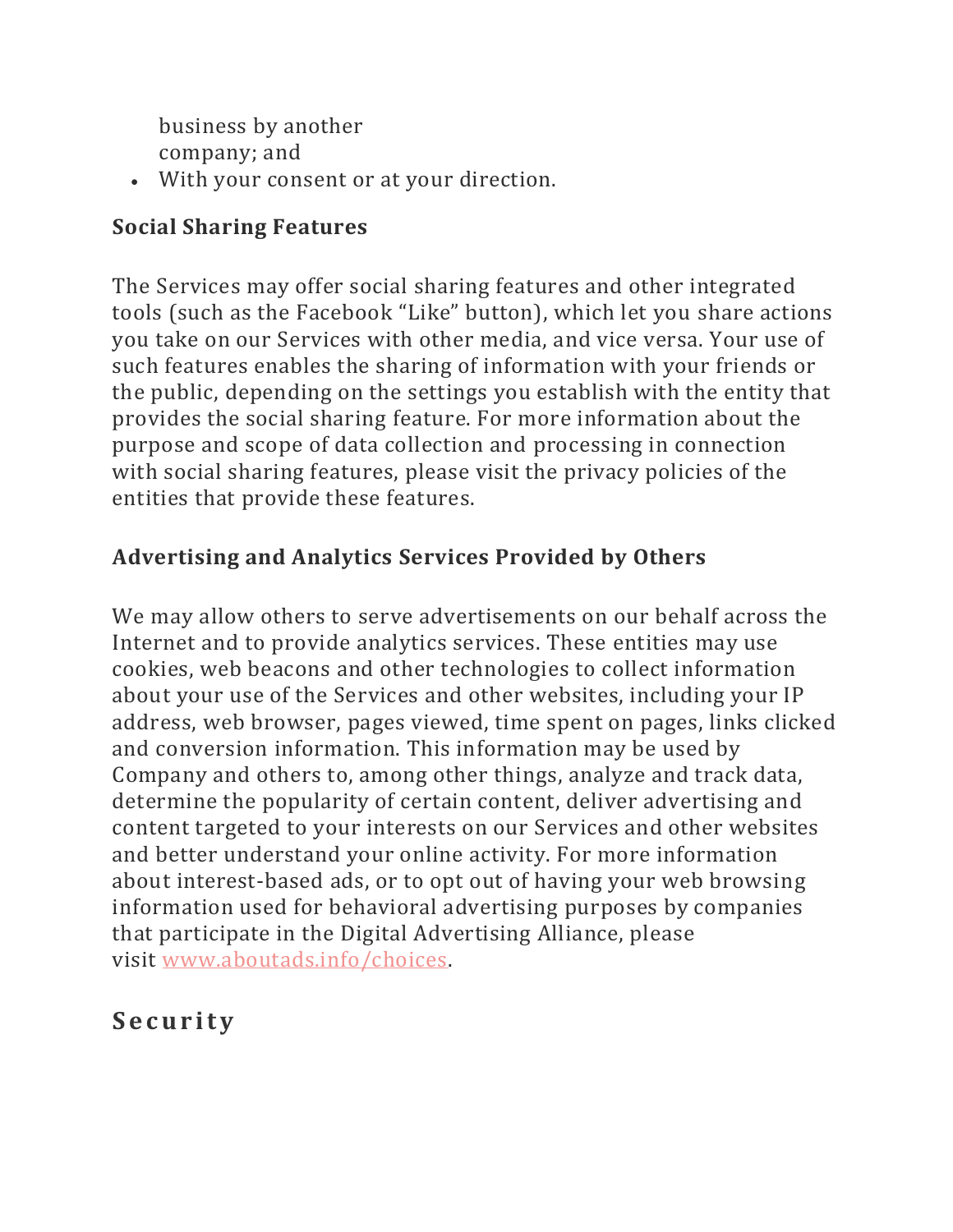business by another company; and
- With your consent or at your direction.

### Social Sharing Features

The Services may offer social sharing features and other integrated tools (such as the Facebook "Like" button), which let you share actions you take on our Services with other media, and vice versa. Your use of such features enables the sharing of information with your friends or the public, depending on the settings you establish with the entity that provides the social sharing feature. For more information about the purpose and scope of data collection and processing in connection with social sharing features, please visit the privacy policies of the entities that provide these features.

### Advertising and Analytics Services Provided by Others

We may allow others to serve advertisements on our behalf across the Internet and to provide analytics services. These entities may use cookies, web beacons and other technologies to collect information about your use of the Services and other websites, including your IP address, web browser, pages viewed, time spent on pages, links clicked and conversion information. This information may be used by Company and others to, among other things, analyze and track data, determine the popularity of certain content, deliver advertising and content targeted to your interests on our Services and other websites and better understand your online activity. For more information about interest-based ads, or to opt out of having your web browsing information used for behavioral advertising purposes by companies that participate in the Digital Advertising Alliance, please visit www.aboutads.info/choices.

## Security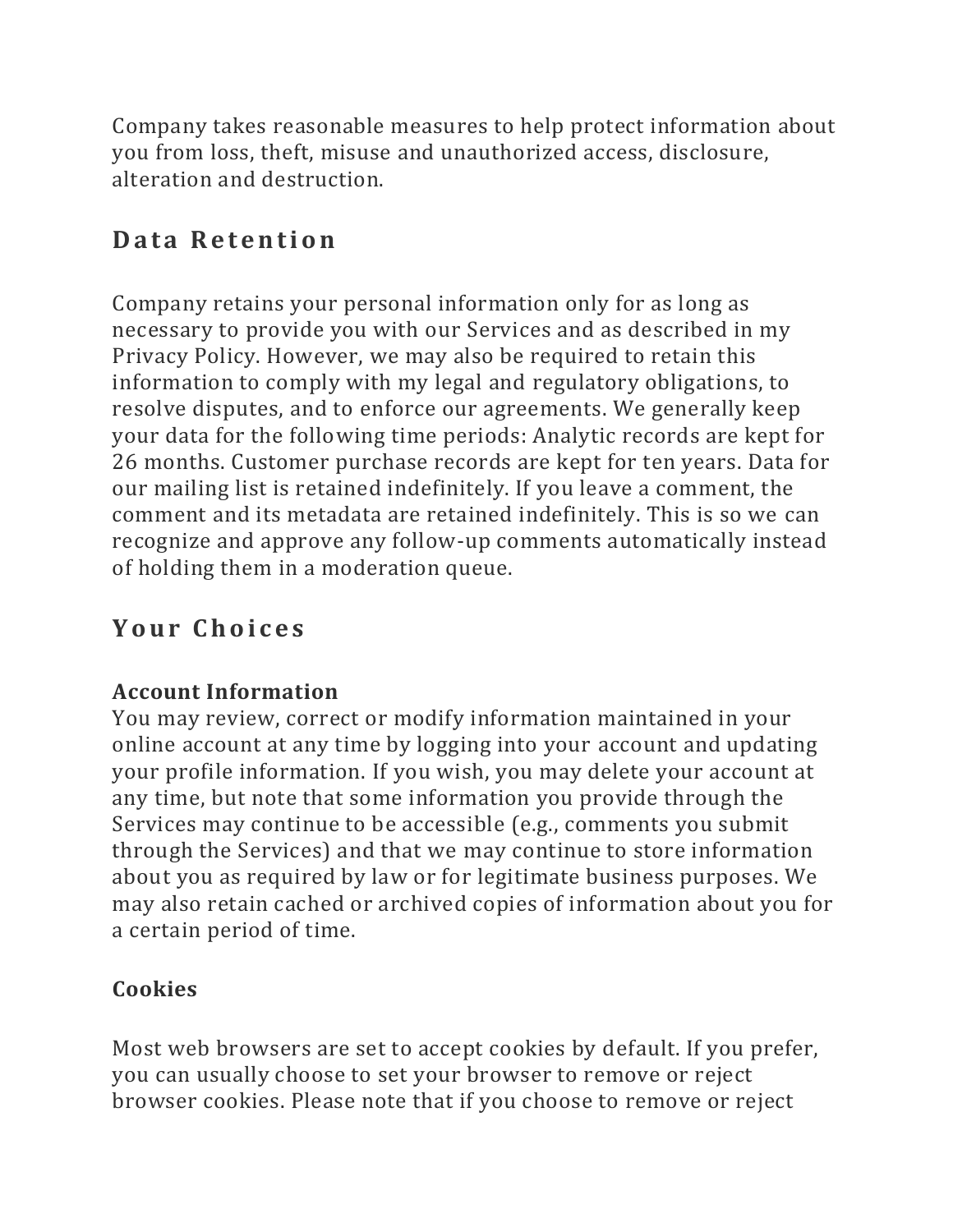Company takes reasonable measures to help protect information about you from loss, theft, misuse and unauthorized access, disclosure, alteration and destruction.

## Data Retention

Company retains your personal information only for as long as necessary to provide you with our Services and as described in my Privacy Policy. However, we may also be required to retain this information to comply with my legal and regulatory obligations, to resolve disputes, and to enforce our agreements. We generally keep your data for the following time periods: Analytic records are kept for 26 months. Customer purchase records are kept for ten years. Data for our mailing list is retained indefinitely. If you leave a comment, the comment and its metadata are retained indefinitely. This is so we can recognize and approve any follow-up comments automatically instead of holding them in a moderation queue.

## Your Choices

### Account Information

You may review, correct or modify information maintained in your online account at any time by logging into your account and updating your profile information. If you wish, you may delete your account at any time, but note that some information you provide through the Services may continue to be accessible (e.g., comments you submit through the Services) and that we may continue to store information about you as required by law or for legitimate business purposes. We may also retain cached or archived copies of information about you for a certain period of time.

### Cookies

Most web browsers are set to accept cookies by default. If you prefer, you can usually choose to set your browser to remove or reject browser cookies. Please note that if you choose to remove or reject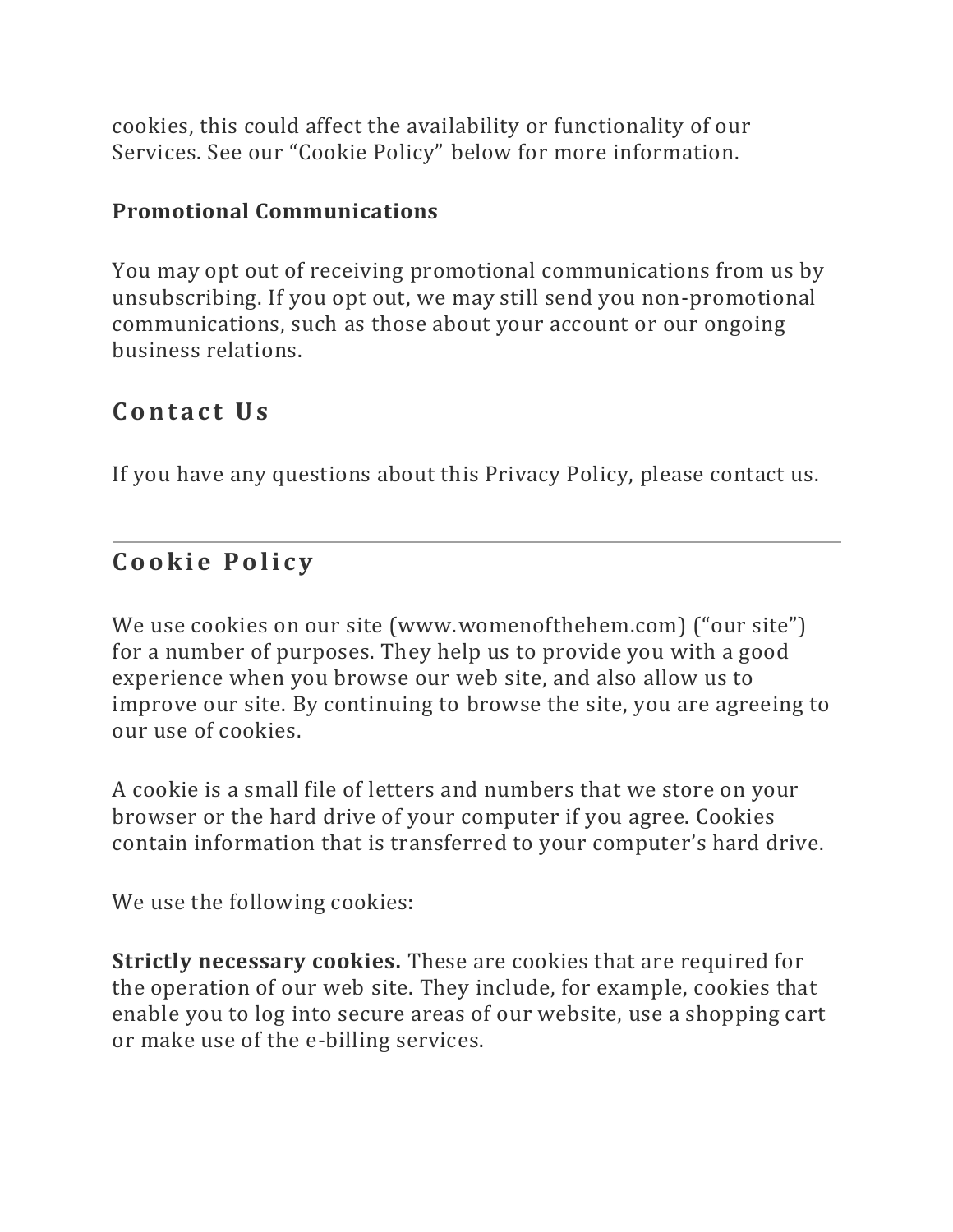cookies, this could affect the availability or functionality of our Services. See our "Cookie Policy" below for more information.

**Promotional Communications**

You may opt out of receiving promotional communications from us by unsubscribing. If you opt out, we may still send you non-promotional communications, such as those about your account or our ongoing business relations.

## Contact Us

If you have any questions about this Privacy Policy, please contact us.

---

## Cookie Policy

We use cookies on our site (www.womenofthehem.com) ("our site") for a number of purposes. They help us to provide you with a good experience when you browse our web site, and also allow us to improve our site. By continuing to browse the site, you are agreeing to our use of cookies.

A cookie is a small file of letters and numbers that we store on your browser or the hard drive of your computer if you agree. Cookies contain information that is transferred to your computer's hard drive.

We use the following cookies:

**Strictly necessary cookies.** These are cookies that are required for the operation of our web site. They include, for example, cookies that enable you to log into secure areas of our website, use a shopping cart or make use of the e-billing services.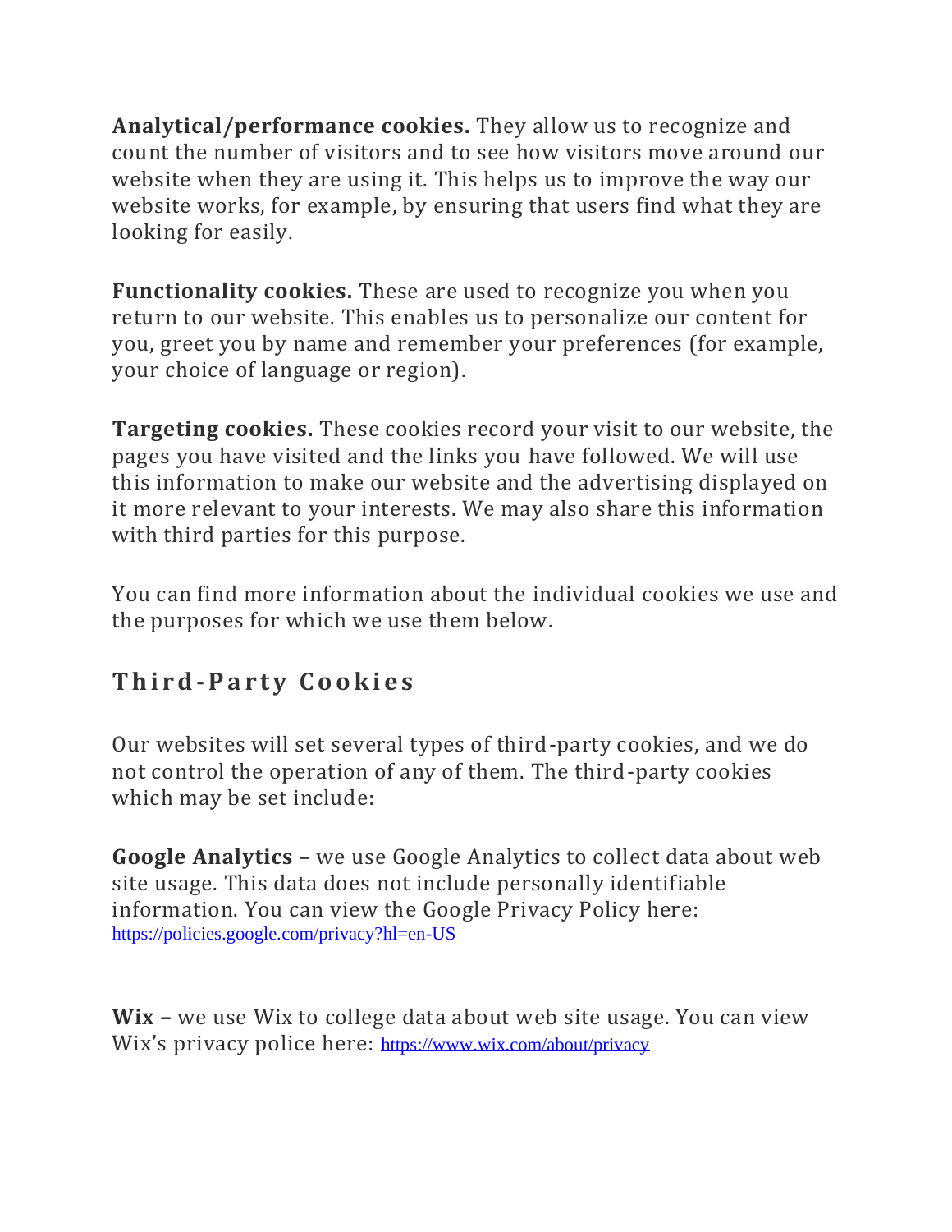**Analytical/performance cookies.** They allow us to recognize and count the number of visitors and to see how visitors move around our website when they are using it. This helps us to improve the way our website works, for example, by ensuring that users find what they are looking for easily.

**Functionality cookies.** These are used to recognize you when you return to our website. This enables us to personalize our content for you, greet you by name and remember your preferences (for example, your choice of language or region).

**Targeting cookies.** These cookies record your visit to our website, the pages you have visited and the links you have followed. We will use this information to make our website and the advertising displayed on it more relevant to your interests. We may also share this information with third parties for this purpose.

You can find more information about the individual cookies we use and the purposes for which we use them below.

## Third-Party Cookies

Our websites will set several types of third-party cookies, and we do not control the operation of any of them. The third-party cookies which may be set include:

**Google Analytics** – we use Google Analytics to collect data about web site usage. This data does not include personally identifiable information. You can view the Google Privacy Policy here: https://policies.google.com/privacy?hl=en-US

**Wix –** we use Wix to college data about web site usage. You can view Wix's privacy police here: https://www.wix.com/about/privacy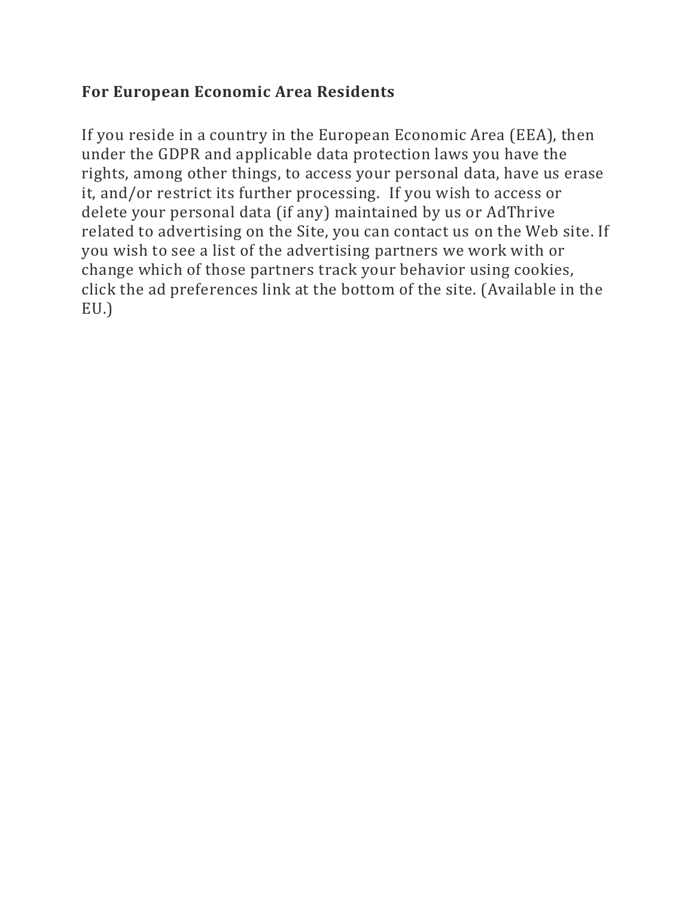**For European Economic Area Residents**

If you reside in a country in the European Economic Area (EEA), then under the GDPR and applicable data protection laws you have the rights, among other things, to access your personal data, have us erase it, and/or restrict its further processing. If you wish to access or delete your personal data (if any) maintained by us or AdThrive related to advertising on the Site, you can contact us on the Web site. If you wish to see a list of the advertising partners we work with or change which of those partners track your behavior using cookies, click the ad preferences link at the bottom of the site. (Available in the EU.)